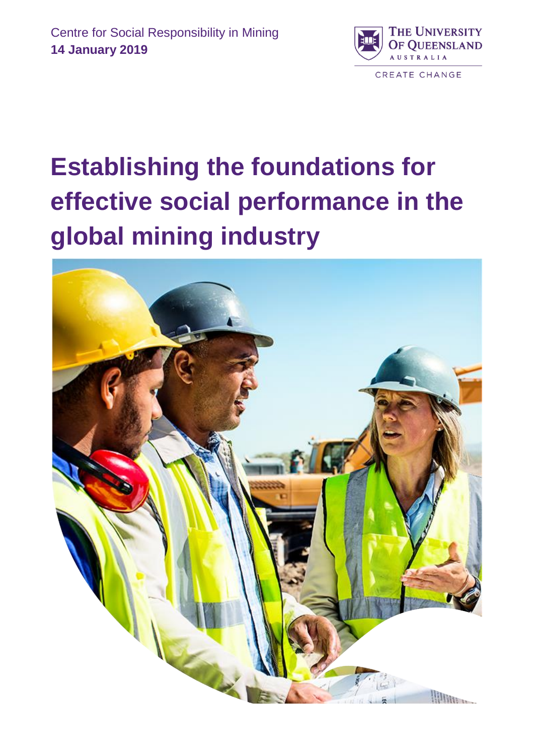Centre for Social Responsibility in Mining
**14 January 2019**

THE UNIVERSITY OF QUEENSLAND
AUSTRALIA

CREATE CHANGE

# Establishing the foundations for effective social performance in the global mining industry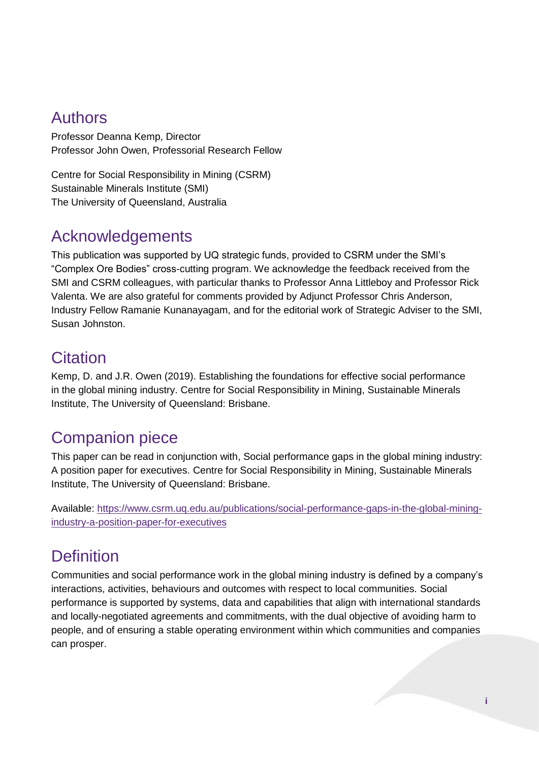## Authors

Professor Deanna Kemp, Director
Professor John Owen, Professorial Research Fellow

Centre for Social Responsibility in Mining (CSRM)
Sustainable Minerals Institute (SMI)
The University of Queensland, Australia

## Acknowledgements

This publication was supported by UQ strategic funds, provided to CSRM under the SMI's "Complex Ore Bodies" cross-cutting program. We acknowledge the feedback received from the SMI and CSRM colleagues, with particular thanks to Professor Anna Littleboy and Professor Rick Valenta. We are also grateful for comments provided by Adjunct Professor Chris Anderson, Industry Fellow Ramanie Kunanayagam, and for the editorial work of Strategic Adviser to the SMI, Susan Johnston.

## Citation

Kemp, D. and J.R. Owen (2019). Establishing the foundations for effective social performance in the global mining industry. Centre for Social Responsibility in Mining, Sustainable Minerals Institute, The University of Queensland: Brisbane.

## Companion piece

This paper can be read in conjunction with, Social performance gaps in the global mining industry: A position paper for executives. Centre for Social Responsibility in Mining, Sustainable Minerals Institute, The University of Queensland: Brisbane.

Available: [https://www.csrm.uq.edu.au/publications/social-performance-gaps-in-the-global-mining-industry-a-position-paper-for-executives](https://www.csrm.uq.edu.au/publications/social-performance-gaps-in-the-global-mining-industry-a-position-paper-for-executives)

## Definition

Communities and social performance work in the global mining industry is defined by a company's interactions, activities, behaviours and outcomes with respect to local communities. Social performance is supported by systems, data and capabilities that align with international standards and locally-negotiated agreements and commitments, with the dual objective of avoiding harm to people, and of ensuring a stable operating environment within which communities and companies can prosper.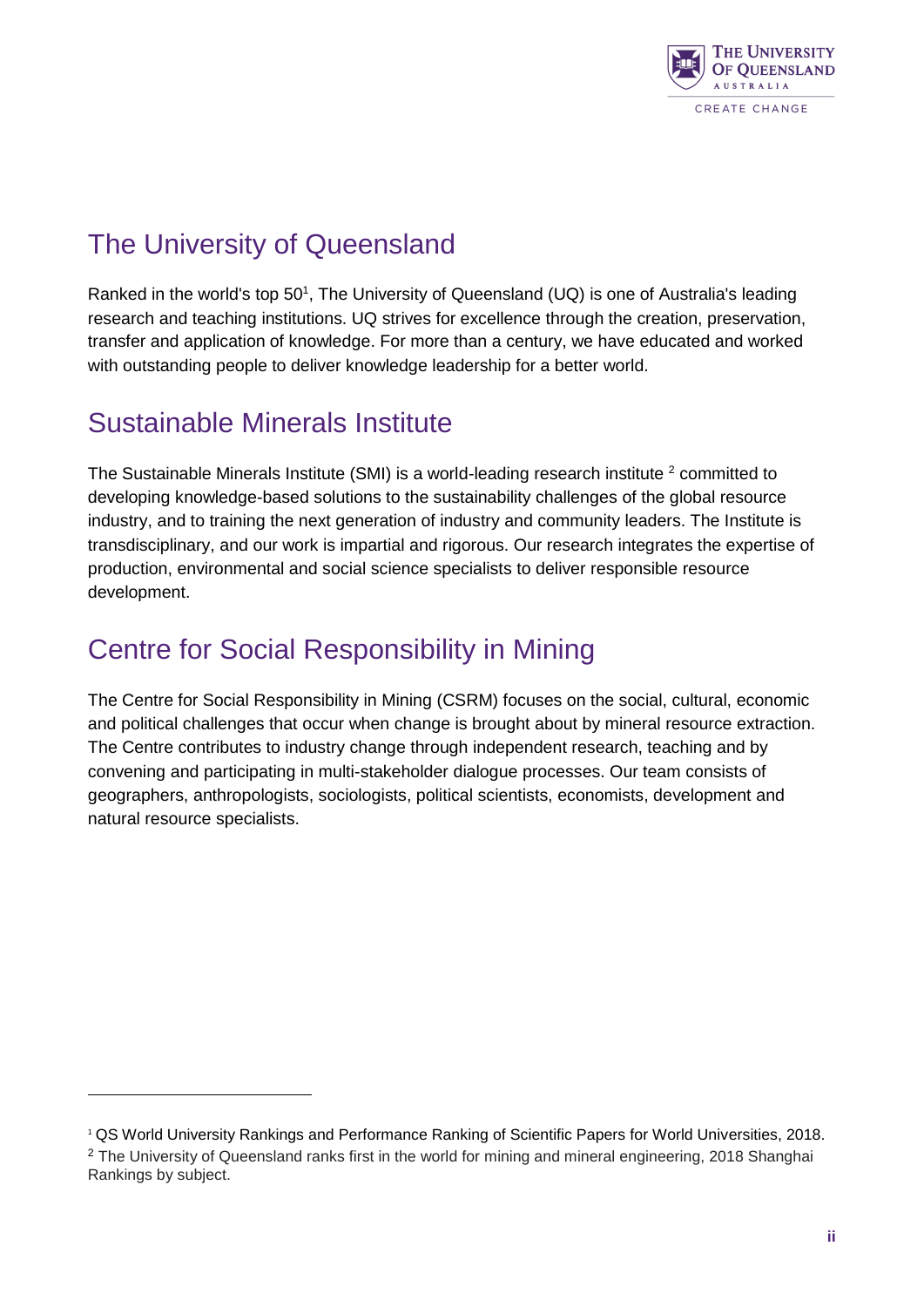## The University of Queensland

Ranked in the world's top 50[1], The University of Queensland (UQ) is one of Australia's leading research and teaching institutions. UQ strives for excellence through the creation, preservation, transfer and application of knowledge. For more than a century, we have educated and worked with outstanding people to deliver knowledge leadership for a better world.

## Sustainable Minerals Institute

The Sustainable Minerals Institute (SMI) is a world-leading research institute [2] committed to developing knowledge-based solutions to the sustainability challenges of the global resource industry, and to training the next generation of industry and community leaders. The Institute is transdisciplinary, and our work is impartial and rigorous. Our research integrates the expertise of production, environmental and social science specialists to deliver responsible resource development.

## Centre for Social Responsibility in Mining

The Centre for Social Responsibility in Mining (CSRM) focuses on the social, cultural, economic and political challenges that occur when change is brought about by mineral resource extraction. The Centre contributes to industry change through independent research, teaching and by convening and participating in multi-stakeholder dialogue processes. Our team consists of geographers, anthropologists, sociologists, political scientists, economists, development and natural resource specialists.

---

[1] QS World University Rankings and Performance Ranking of Scientific Papers for World Universities, 2018.

[2] The University of Queensland ranks first in the world for mining and mineral engineering, 2018 Shanghai Rankings by subject.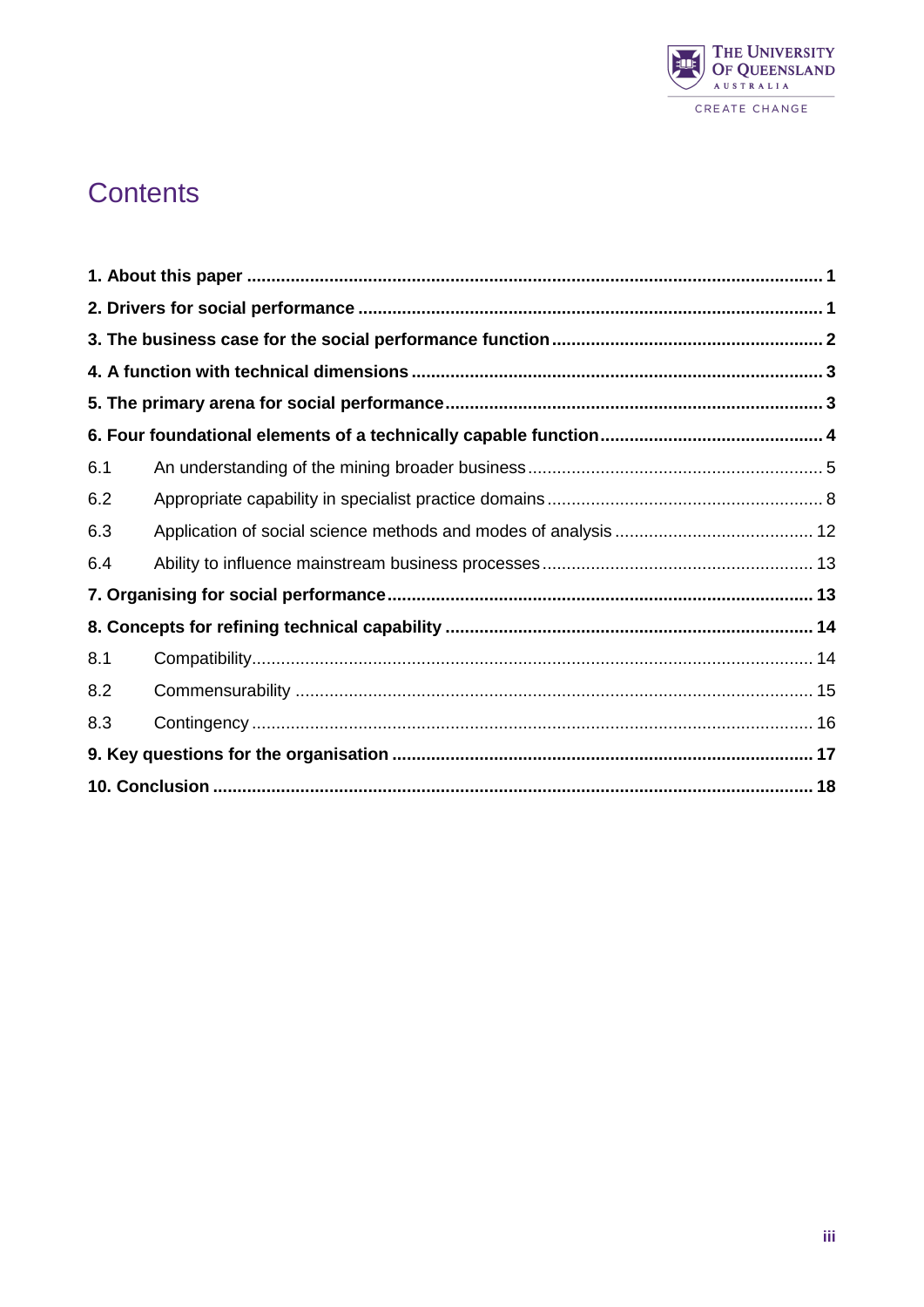# Contents

**1. About this paper** .................................................................................................................... **1**

**2. Drivers for social performance** .............................................................................................. **1**

**3. The business case for the social performance function** ....................................................... **2**

**4. A function with technical dimensions** .................................................................................... **3**

**5. The primary arena for social performance** ............................................................................ **3**

**6. Four foundational elements of a technically capable function** ............................................. **4**

6.1 An understanding of the mining broader business ............................................................ 5

6.2 Appropriate capability in specialist practice domains ......................................................... 8

6.3 Application of social science methods and modes of analysis ......................................... 12

6.4 Ability to influence mainstream business processes ....................................................... 13

**7. Organising for social performance** ...................................................................................... **13**

**8. Concepts for refining technical capability** ........................................................................... **14**

8.1 Compatibility.................................................................................................................. 14

8.2 Commensurability .......................................................................................................... 15

8.3 Contingency .................................................................................................................. 16

**9. Key questions for the organisation** ..................................................................................... **17**

**10. Conclusion** .......................................................................................................................... **18**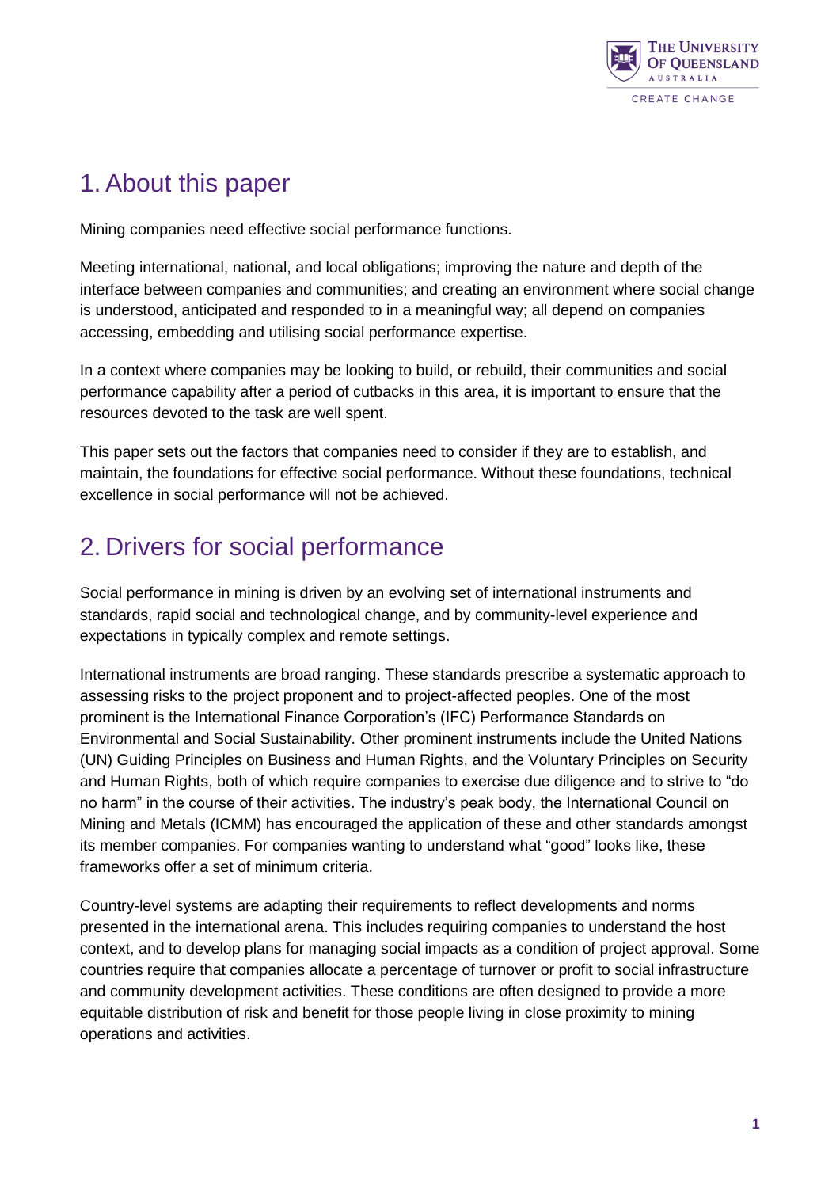# 1. About this paper

Mining companies need effective social performance functions.

Meeting international, national, and local obligations; improving the nature and depth of the interface between companies and communities; and creating an environment where social change is understood, anticipated and responded to in a meaningful way; all depend on companies accessing, embedding and utilising social performance expertise.

In a context where companies may be looking to build, or rebuild, their communities and social performance capability after a period of cutbacks in this area, it is important to ensure that the resources devoted to the task are well spent.

This paper sets out the factors that companies need to consider if they are to establish, and maintain, the foundations for effective social performance. Without these foundations, technical excellence in social performance will not be achieved.

# 2. Drivers for social performance

Social performance in mining is driven by an evolving set of international instruments and standards, rapid social and technological change, and by community-level experience and expectations in typically complex and remote settings.

International instruments are broad ranging. These standards prescribe a systematic approach to assessing risks to the project proponent and to project-affected peoples. One of the most prominent is the International Finance Corporation's (IFC) Performance Standards on Environmental and Social Sustainability. Other prominent instruments include the United Nations (UN) Guiding Principles on Business and Human Rights, and the Voluntary Principles on Security and Human Rights, both of which require companies to exercise due diligence and to strive to "do no harm" in the course of their activities. The industry's peak body, the International Council on Mining and Metals (ICMM) has encouraged the application of these and other standards amongst its member companies. For companies wanting to understand what "good" looks like, these frameworks offer a set of minimum criteria.

Country-level systems are adapting their requirements to reflect developments and norms presented in the international arena. This includes requiring companies to understand the host context, and to develop plans for managing social impacts as a condition of project approval. Some countries require that companies allocate a percentage of turnover or profit to social infrastructure and community development activities. These conditions are often designed to provide a more equitable distribution of risk and benefit for those people living in close proximity to mining operations and activities.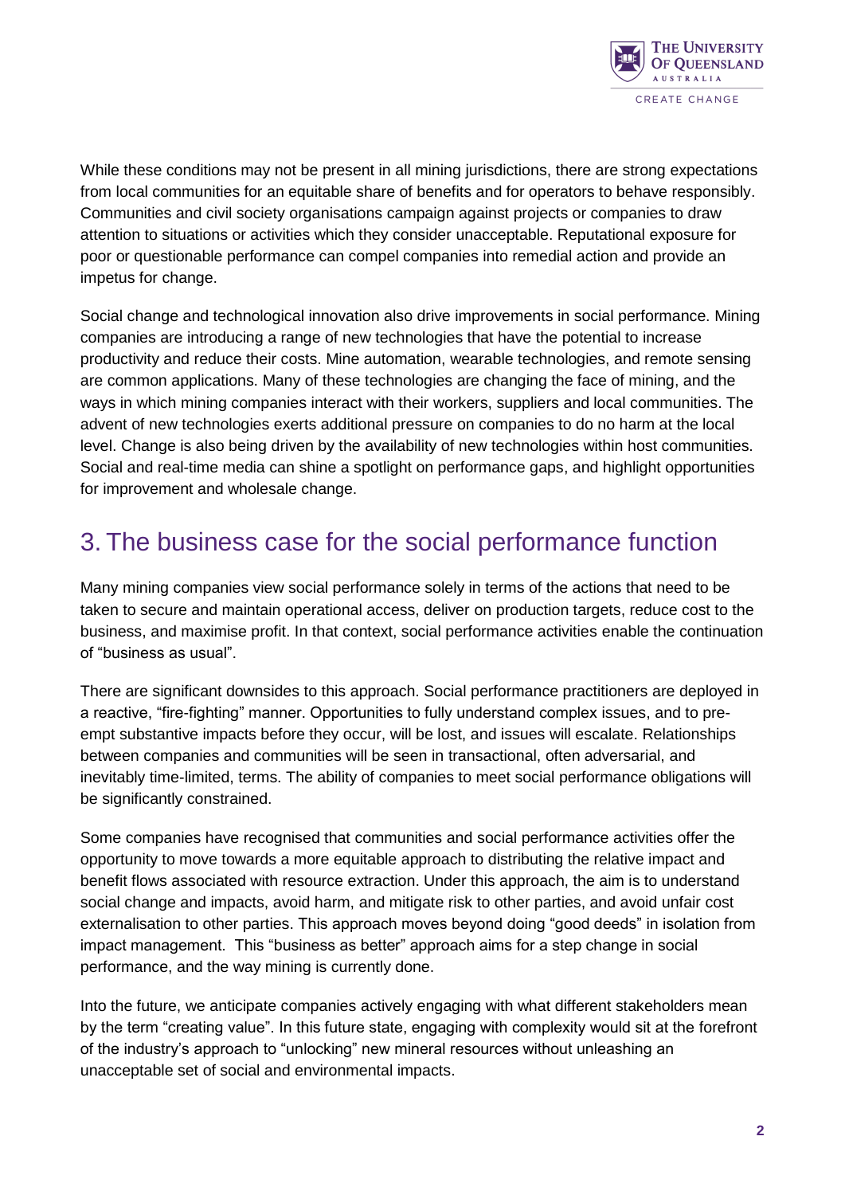While these conditions may not be present in all mining jurisdictions, there are strong expectations from local communities for an equitable share of benefits and for operators to behave responsibly. Communities and civil society organisations campaign against projects or companies to draw attention to situations or activities which they consider unacceptable. Reputational exposure for poor or questionable performance can compel companies into remedial action and provide an impetus for change.

Social change and technological innovation also drive improvements in social performance. Mining companies are introducing a range of new technologies that have the potential to increase productivity and reduce their costs. Mine automation, wearable technologies, and remote sensing are common applications. Many of these technologies are changing the face of mining, and the ways in which mining companies interact with their workers, suppliers and local communities. The advent of new technologies exerts additional pressure on companies to do no harm at the local level. Change is also being driven by the availability of new technologies within host communities. Social and real-time media can shine a spotlight on performance gaps, and highlight opportunities for improvement and wholesale change.

# 3. The business case for the social performance function

Many mining companies view social performance solely in terms of the actions that need to be taken to secure and maintain operational access, deliver on production targets, reduce cost to the business, and maximise profit. In that context, social performance activities enable the continuation of "business as usual".

There are significant downsides to this approach. Social performance practitioners are deployed in a reactive, "fire-fighting" manner. Opportunities to fully understand complex issues, and to pre-empt substantive impacts before they occur, will be lost, and issues will escalate. Relationships between companies and communities will be seen in transactional, often adversarial, and inevitably time-limited, terms. The ability of companies to meet social performance obligations will be significantly constrained.

Some companies have recognised that communities and social performance activities offer the opportunity to move towards a more equitable approach to distributing the relative impact and benefit flows associated with resource extraction. Under this approach, the aim is to understand social change and impacts, avoid harm, and mitigate risk to other parties, and avoid unfair cost externalisation to other parties. This approach moves beyond doing "good deeds" in isolation from impact management. This "business as better" approach aims for a step change in social performance, and the way mining is currently done.

Into the future, we anticipate companies actively engaging with what different stakeholders mean by the term "creating value". In this future state, engaging with complexity would sit at the forefront of the industry's approach to "unlocking" new mineral resources without unleashing an unacceptable set of social and environmental impacts.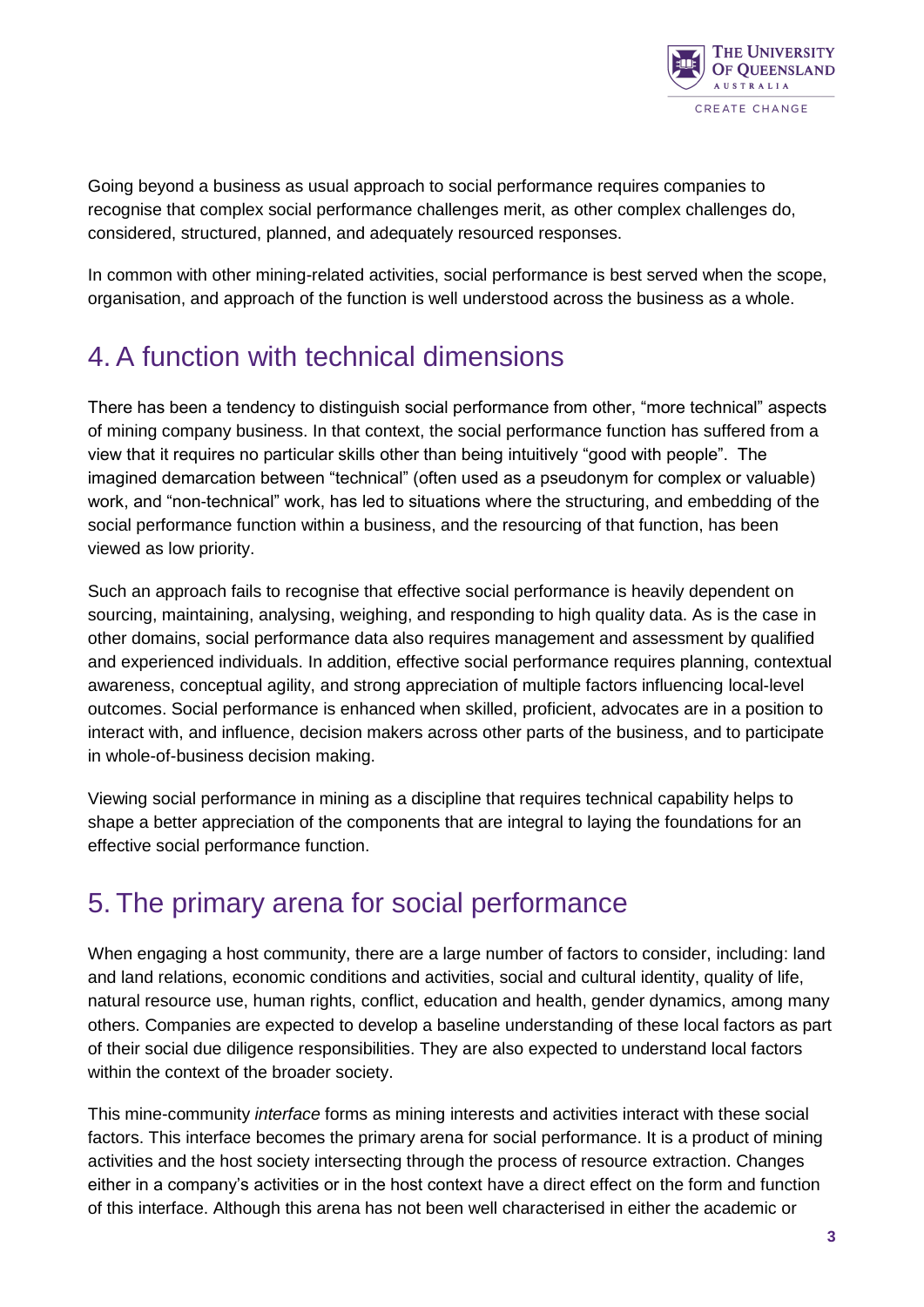Going beyond a business as usual approach to social performance requires companies to recognise that complex social performance challenges merit, as other complex challenges do, considered, structured, planned, and adequately resourced responses.

In common with other mining-related activities, social performance is best served when the scope, organisation, and approach of the function is well understood across the business as a whole.

## 4. A function with technical dimensions

There has been a tendency to distinguish social performance from other, "more technical" aspects of mining company business. In that context, the social performance function has suffered from a view that it requires no particular skills other than being intuitively "good with people". The imagined demarcation between "technical" (often used as a pseudonym for complex or valuable) work, and "non-technical" work, has led to situations where the structuring, and embedding of the social performance function within a business, and the resourcing of that function, has been viewed as low priority.

Such an approach fails to recognise that effective social performance is heavily dependent on sourcing, maintaining, analysing, weighing, and responding to high quality data. As is the case in other domains, social performance data also requires management and assessment by qualified and experienced individuals. In addition, effective social performance requires planning, contextual awareness, conceptual agility, and strong appreciation of multiple factors influencing local-level outcomes. Social performance is enhanced when skilled, proficient, advocates are in a position to interact with, and influence, decision makers across other parts of the business, and to participate in whole-of-business decision making.

Viewing social performance in mining as a discipline that requires technical capability helps to shape a better appreciation of the components that are integral to laying the foundations for an effective social performance function.

## 5. The primary arena for social performance

When engaging a host community, there are a large number of factors to consider, including: land and land relations, economic conditions and activities, social and cultural identity, quality of life, natural resource use, human rights, conflict, education and health, gender dynamics, among many others. Companies are expected to develop a baseline understanding of these local factors as part of their social due diligence responsibilities. They are also expected to understand local factors within the context of the broader society.

This mine-community *interface* forms as mining interests and activities interact with these social factors. This interface becomes the primary arena for social performance. It is a product of mining activities and the host society intersecting through the process of resource extraction. Changes either in a company's activities or in the host context have a direct effect on the form and function of this interface. Although this arena has not been well characterised in either the academic or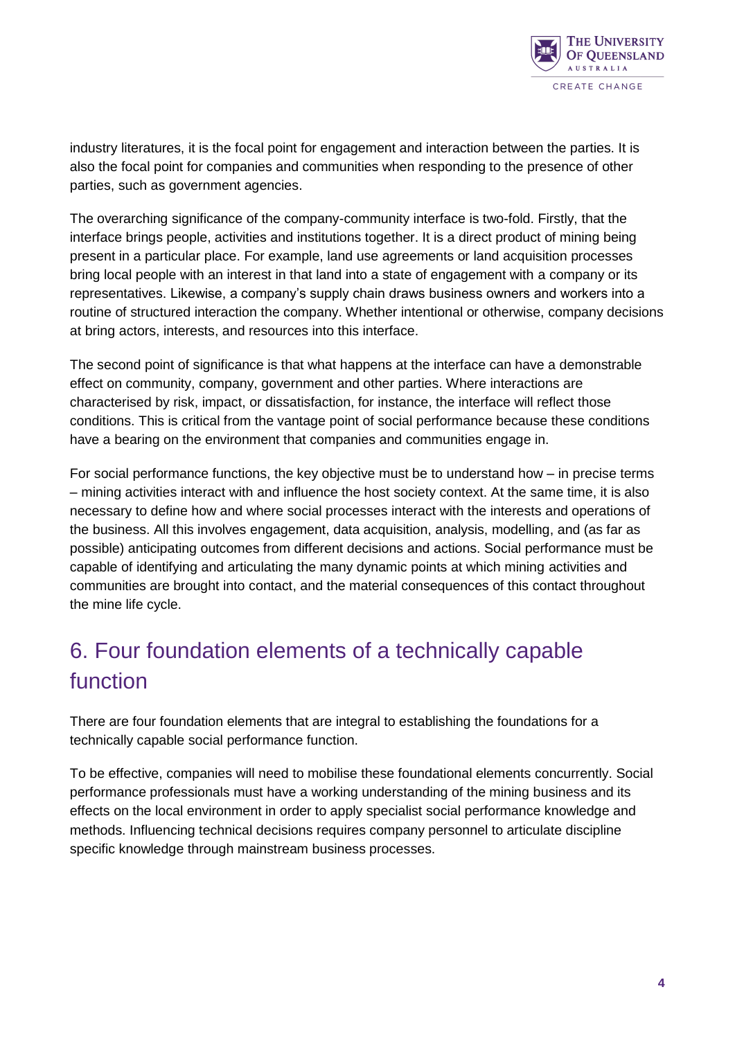industry literatures, it is the focal point for engagement and interaction between the parties. It is also the focal point for companies and communities when responding to the presence of other parties, such as government agencies.

The overarching significance of the company-community interface is two-fold. Firstly, that the interface brings people, activities and institutions together. It is a direct product of mining being present in a particular place. For example, land use agreements or land acquisition processes bring local people with an interest in that land into a state of engagement with a company or its representatives. Likewise, a company's supply chain draws business owners and workers into a routine of structured interaction the company. Whether intentional or otherwise, company decisions at bring actors, interests, and resources into this interface.

The second point of significance is that what happens at the interface can have a demonstrable effect on community, company, government and other parties. Where interactions are characterised by risk, impact, or dissatisfaction, for instance, the interface will reflect those conditions. This is critical from the vantage point of social performance because these conditions have a bearing on the environment that companies and communities engage in.

For social performance functions, the key objective must be to understand how – in precise terms – mining activities interact with and influence the host society context. At the same time, it is also necessary to define how and where social processes interact with the interests and operations of the business. All this involves engagement, data acquisition, analysis, modelling, and (as far as possible) anticipating outcomes from different decisions and actions. Social performance must be capable of identifying and articulating the many dynamic points at which mining activities and communities are brought into contact, and the material consequences of this contact throughout the mine life cycle.

## 6. Four foundation elements of a technically capable function

There are four foundation elements that are integral to establishing the foundations for a technically capable social performance function.

To be effective, companies will need to mobilise these foundational elements concurrently. Social performance professionals must have a working understanding of the mining business and its effects on the local environment in order to apply specialist social performance knowledge and methods. Influencing technical decisions requires company personnel to articulate discipline specific knowledge through mainstream business processes.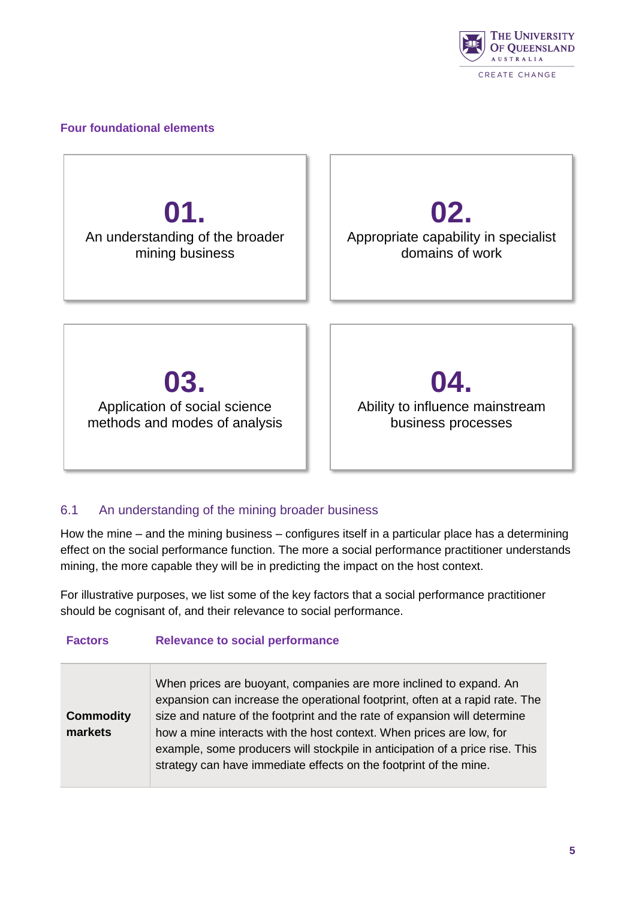**Four foundational elements**

**01.**
An understanding of the broader mining business

**02.**
Appropriate capability in specialist domains of work

**03.**
Application of social science methods and modes of analysis

**04.**
Ability to influence mainstream business processes

## 6.1 An understanding of the mining broader business

How the mine – and the mining business – configures itself in a particular place has a determining effect on the social performance function. The more a social performance practitioner understands mining, the more capable they will be in predicting the impact on the host context.

For illustrative purposes, we list some of the key factors that a social performance practitioner should be cognisant of, and their relevance to social performance.

| Factors | Relevance to social performance |
|---|---|
| **Commodity markets** | When prices are buoyant, companies are more inclined to expand. An expansion can increase the operational footprint, often at a rapid rate. The size and nature of the footprint and the rate of expansion will determine how a mine interacts with the host context. When prices are low, for example, some producers will stockpile in anticipation of a price rise. This strategy can have immediate effects on the footprint of the mine. |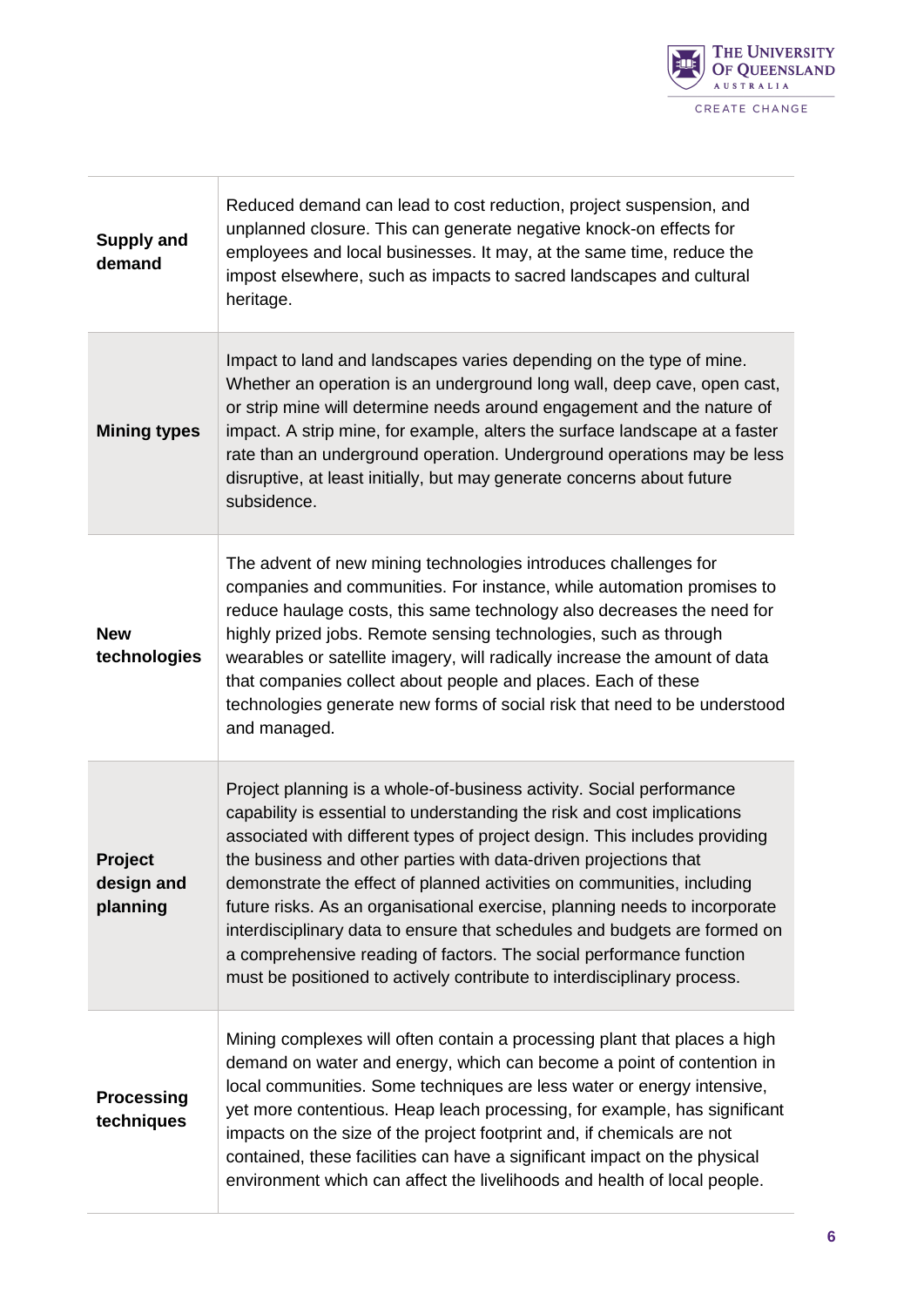| | |
|---|---|
| **Supply and demand** | Reduced demand can lead to cost reduction, project suspension, and unplanned closure. This can generate negative knock-on effects for employees and local businesses. It may, at the same time, reduce the impost elsewhere, such as impacts to sacred landscapes and cultural heritage. |
| **Mining types** | Impact to land and landscapes varies depending on the type of mine. Whether an operation is an underground long wall, deep cave, open cast, or strip mine will determine needs around engagement and the nature of impact. A strip mine, for example, alters the surface landscape at a faster rate than an underground operation. Underground operations may be less disruptive, at least initially, but may generate concerns about future subsidence. |
| **New technologies** | The advent of new mining technologies introduces challenges for companies and communities. For instance, while automation promises to reduce haulage costs, this same technology also decreases the need for highly prized jobs. Remote sensing technologies, such as through wearables or satellite imagery, will radically increase the amount of data that companies collect about people and places. Each of these technologies generate new forms of social risk that need to be understood and managed. |
| **Project design and planning** | Project planning is a whole-of-business activity. Social performance capability is essential to understanding the risk and cost implications associated with different types of project design. This includes providing the business and other parties with data-driven projections that demonstrate the effect of planned activities on communities, including future risks. As an organisational exercise, planning needs to incorporate interdisciplinary data to ensure that schedules and budgets are formed on a comprehensive reading of factors. The social performance function must be positioned to actively contribute to interdisciplinary process. |
| **Processing techniques** | Mining complexes will often contain a processing plant that places a high demand on water and energy, which can become a point of contention in local communities. Some techniques are less water or energy intensive, yet more contentious. Heap leach processing, for example, has significant impacts on the size of the project footprint and, if chemicals are not contained, these facilities can have a significant impact on the physical environment which can affect the livelihoods and health of local people. |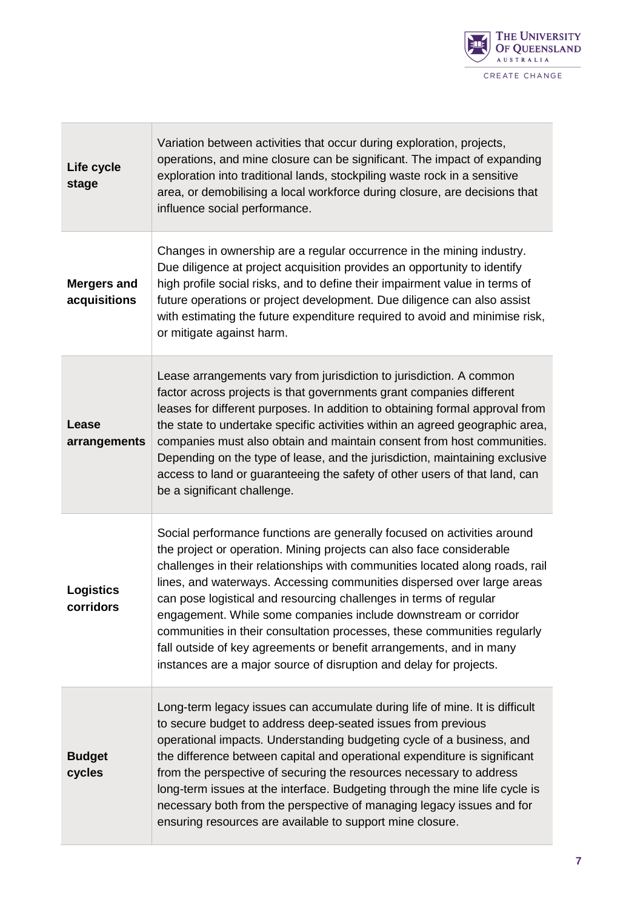| | |
|---|---|
| **Life cycle stage** | Variation between activities that occur during exploration, projects, operations, and mine closure can be significant. The impact of expanding exploration into traditional lands, stockpiling waste rock in a sensitive area, or demobilising a local workforce during closure, are decisions that influence social performance. |
| **Mergers and acquisitions** | Changes in ownership are a regular occurrence in the mining industry. Due diligence at project acquisition provides an opportunity to identify high profile social risks, and to define their impairment value in terms of future operations or project development. Due diligence can also assist with estimating the future expenditure required to avoid and minimise risk, or mitigate against harm. |
| **Lease arrangements** | Lease arrangements vary from jurisdiction to jurisdiction. A common factor across projects is that governments grant companies different leases for different purposes. In addition to obtaining formal approval from the state to undertake specific activities within an agreed geographic area, companies must also obtain and maintain consent from host communities. Depending on the type of lease, and the jurisdiction, maintaining exclusive access to land or guaranteeing the safety of other users of that land, can be a significant challenge. |
| **Logistics corridors** | Social performance functions are generally focused on activities around the project or operation. Mining projects can also face considerable challenges in their relationships with communities located along roads, rail lines, and waterways. Accessing communities dispersed over large areas can pose logistical and resourcing challenges in terms of regular engagement. While some companies include downstream or corridor communities in their consultation processes, these communities regularly fall outside of key agreements or benefit arrangements, and in many instances are a major source of disruption and delay for projects. |
| **Budget cycles** | Long-term legacy issues can accumulate during life of mine. It is difficult to secure budget to address deep-seated issues from previous operational impacts. Understanding budgeting cycle of a business, and the difference between capital and operational expenditure is significant from the perspective of securing the resources necessary to address long-term issues at the interface. Budgeting through the mine life cycle is necessary both from the perspective of managing legacy issues and for ensuring resources are available to support mine closure. |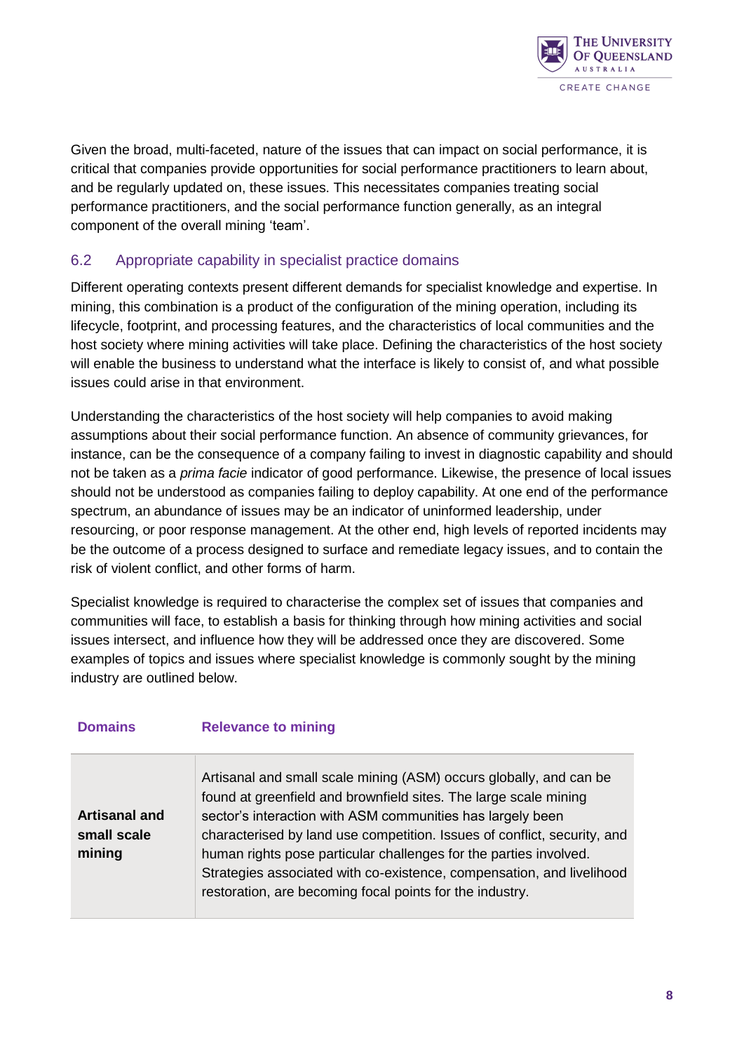Given the broad, multi-faceted, nature of the issues that can impact on social performance, it is critical that companies provide opportunities for social performance practitioners to learn about, and be regularly updated on, these issues. This necessitates companies treating social performance practitioners, and the social performance function generally, as an integral component of the overall mining 'team'.

## 6.2 Appropriate capability in specialist practice domains

Different operating contexts present different demands for specialist knowledge and expertise. In mining, this combination is a product of the configuration of the mining operation, including its lifecycle, footprint, and processing features, and the characteristics of local communities and the host society where mining activities will take place. Defining the characteristics of the host society will enable the business to understand what the interface is likely to consist of, and what possible issues could arise in that environment.

Understanding the characteristics of the host society will help companies to avoid making assumptions about their social performance function. An absence of community grievances, for instance, can be the consequence of a company failing to invest in diagnostic capability and should not be taken as a *prima facie* indicator of good performance. Likewise, the presence of local issues should not be understood as companies failing to deploy capability. At one end of the performance spectrum, an abundance of issues may be an indicator of uninformed leadership, under resourcing, or poor response management. At the other end, high levels of reported incidents may be the outcome of a process designed to surface and remediate legacy issues, and to contain the risk of violent conflict, and other forms of harm.

Specialist knowledge is required to characterise the complex set of issues that companies and communities will face, to establish a basis for thinking through how mining activities and social issues intersect, and influence how they will be addressed once they are discovered. Some examples of topics and issues where specialist knowledge is commonly sought by the mining industry are outlined below.

| Domains | Relevance to mining |
|---|---|
| **Artisanal and small scale mining** | Artisanal and small scale mining (ASM) occurs globally, and can be found at greenfield and brownfield sites. The large scale mining sector's interaction with ASM communities has largely been characterised by land use competition. Issues of conflict, security, and human rights pose particular challenges for the parties involved. Strategies associated with co-existence, compensation, and livelihood restoration, are becoming focal points for the industry. |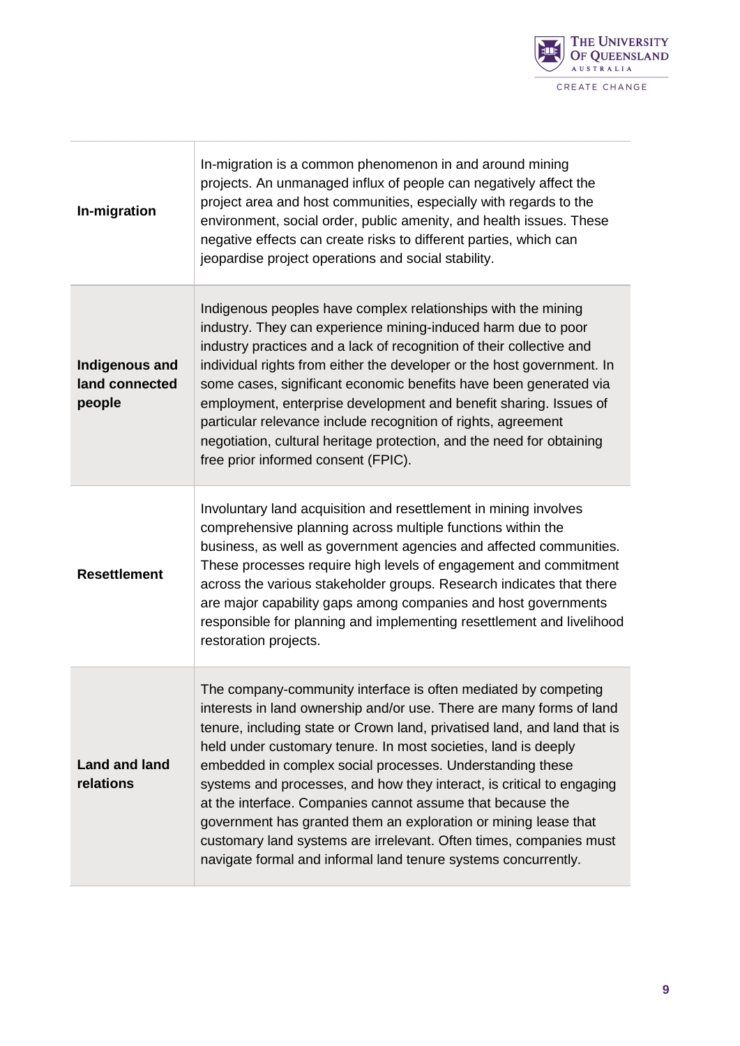| | |
|---|---|
| **In-migration** | In-migration is a common phenomenon in and around mining projects. An unmanaged influx of people can negatively affect the project area and host communities, especially with regards to the environment, social order, public amenity, and health issues. These negative effects can create risks to different parties, which can jeopardise project operations and social stability. |
| **Indigenous and land connected people** | Indigenous peoples have complex relationships with the mining industry. They can experience mining-induced harm due to poor industry practices and a lack of recognition of their collective and individual rights from either the developer or the host government. In some cases, significant economic benefits have been generated via employment, enterprise development and benefit sharing. Issues of particular relevance include recognition of rights, agreement negotiation, cultural heritage protection, and the need for obtaining free prior informed consent (FPIC). |
| **Resettlement** | Involuntary land acquisition and resettlement in mining involves comprehensive planning across multiple functions within the business, as well as government agencies and affected communities. These processes require high levels of engagement and commitment across the various stakeholder groups. Research indicates that there are major capability gaps among companies and host governments responsible for planning and implementing resettlement and livelihood restoration projects. |
| **Land and land relations** | The company-community interface is often mediated by competing interests in land ownership and/or use. There are many forms of land tenure, including state or Crown land, privatised land, and land that is held under customary tenure. In most societies, land is deeply embedded in complex social processes. Understanding these systems and processes, and how they interact, is critical to engaging at the interface. Companies cannot assume that because the government has granted them an exploration or mining lease that customary land systems are irrelevant. Often times, companies must navigate formal and informal land tenure systems concurrently. |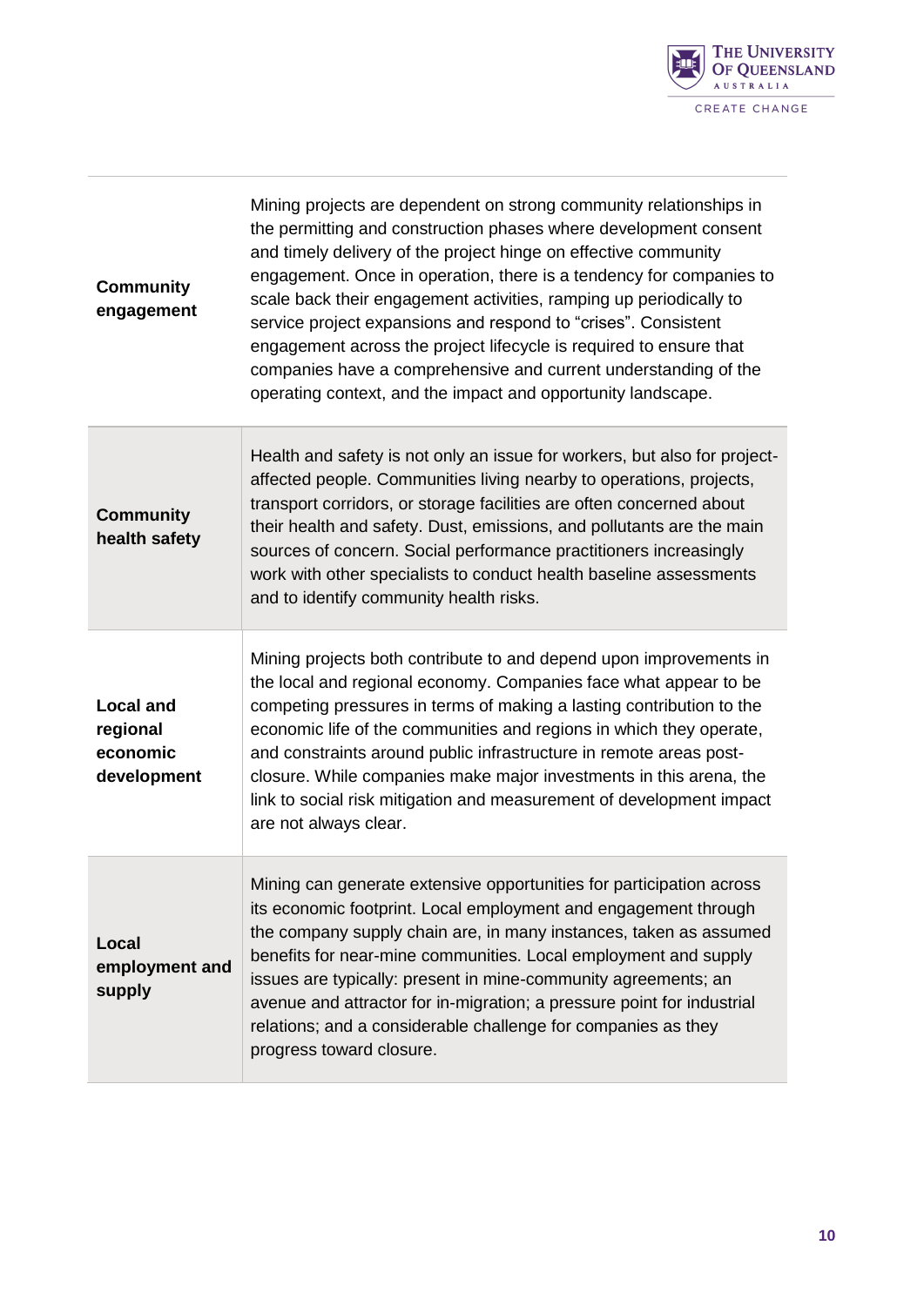| | |
|---|---|
| **Community engagement** | Mining projects are dependent on strong community relationships in the permitting and construction phases where development consent and timely delivery of the project hinge on effective community engagement. Once in operation, there is a tendency for companies to scale back their engagement activities, ramping up periodically to service project expansions and respond to "crises". Consistent engagement across the project lifecycle is required to ensure that companies have a comprehensive and current understanding of the operating context, and the impact and opportunity landscape. |
| **Community health safety** | Health and safety is not only an issue for workers, but also for project-affected people. Communities living nearby to operations, projects, transport corridors, or storage facilities are often concerned about their health and safety. Dust, emissions, and pollutants are the main sources of concern. Social performance practitioners increasingly work with other specialists to conduct health baseline assessments and to identify community health risks. |
| **Local and regional economic development** | Mining projects both contribute to and depend upon improvements in the local and regional economy. Companies face what appear to be competing pressures in terms of making a lasting contribution to the economic life of the communities and regions in which they operate, and constraints around public infrastructure in remote areas post-closure. While companies make major investments in this arena, the link to social risk mitigation and measurement of development impact are not always clear. |
| **Local employment and supply** | Mining can generate extensive opportunities for participation across its economic footprint. Local employment and engagement through the company supply chain are, in many instances, taken as assumed benefits for near-mine communities. Local employment and supply issues are typically: present in mine-community agreements; an avenue and attractor for in-migration; a pressure point for industrial relations; and a considerable challenge for companies as they progress toward closure. |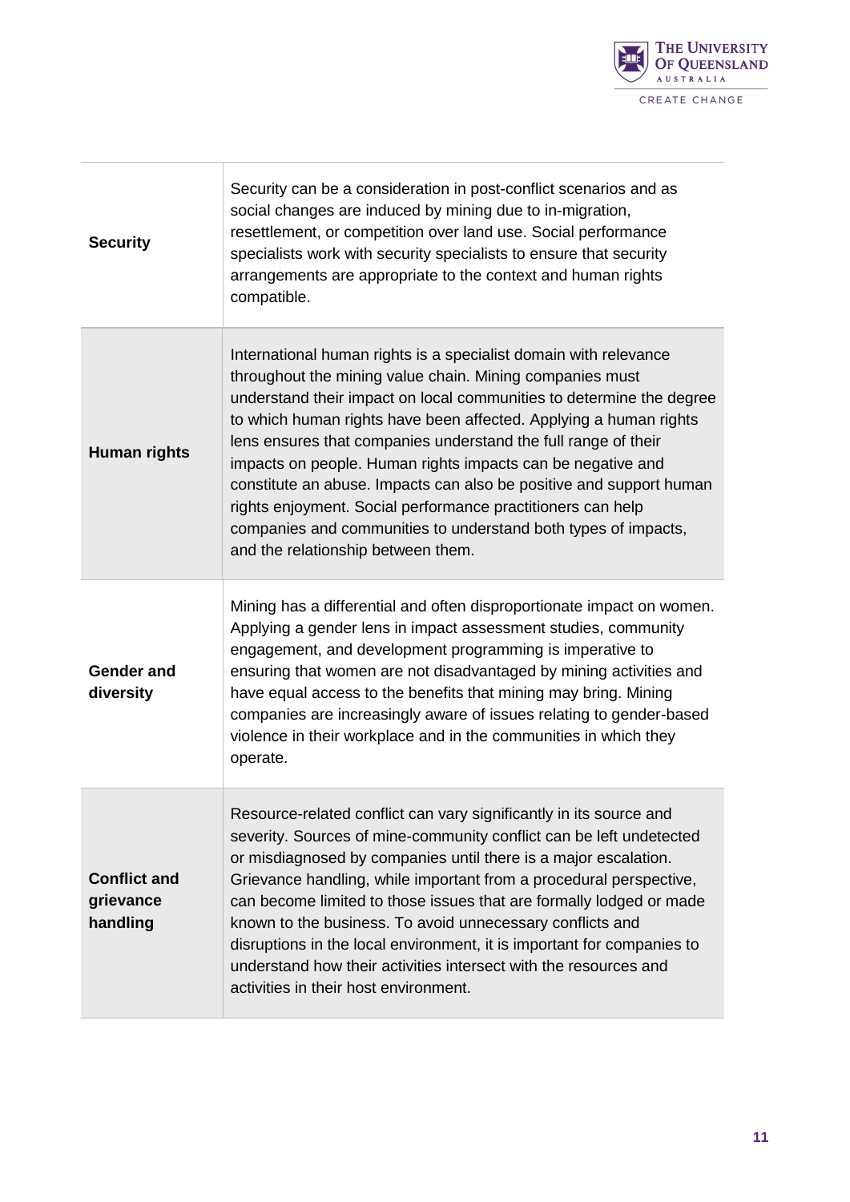| | |
|---|---|
| **Security** | Security can be a consideration in post-conflict scenarios and as social changes are induced by mining due to in-migration, resettlement, or competition over land use. Social performance specialists work with security specialists to ensure that security arrangements are appropriate to the context and human rights compatible. |
| **Human rights** | International human rights is a specialist domain with relevance throughout the mining value chain. Mining companies must understand their impact on local communities to determine the degree to which human rights have been affected. Applying a human rights lens ensures that companies understand the full range of their impacts on people. Human rights impacts can be negative and constitute an abuse. Impacts can also be positive and support human rights enjoyment. Social performance practitioners can help companies and communities to understand both types of impacts, and the relationship between them. |
| **Gender and diversity** | Mining has a differential and often disproportionate impact on women. Applying a gender lens in impact assessment studies, community engagement, and development programming is imperative to ensuring that women are not disadvantaged by mining activities and have equal access to the benefits that mining may bring. Mining companies are increasingly aware of issues relating to gender-based violence in their workplace and in the communities in which they operate. |
| **Conflict and grievance handling** | Resource-related conflict can vary significantly in its source and severity. Sources of mine-community conflict can be left undetected or misdiagnosed by companies until there is a major escalation. Grievance handling, while important from a procedural perspective, can become limited to those issues that are formally lodged or made known to the business. To avoid unnecessary conflicts and disruptions in the local environment, it is important for companies to understand how their activities intersect with the resources and activities in their host environment. |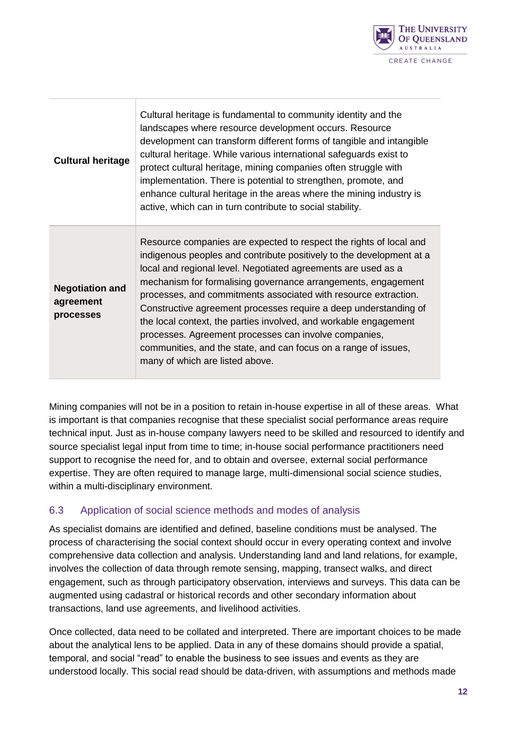| | |
|---|---|
| **Cultural heritage** | Cultural heritage is fundamental to community identity and the landscapes where resource development occurs. Resource development can transform different forms of tangible and intangible cultural heritage. While various international safeguards exist to protect cultural heritage, mining companies often struggle with implementation. There is potential to strengthen, promote, and enhance cultural heritage in the areas where the mining industry is active, which can in turn contribute to social stability. |
| **Negotiation and agreement processes** | Resource companies are expected to respect the rights of local and indigenous peoples and contribute positively to the development at a local and regional level. Negotiated agreements are used as a mechanism for formalising governance arrangements, engagement processes, and commitments associated with resource extraction. Constructive agreement processes require a deep understanding of the local context, the parties involved, and workable engagement processes. Agreement processes can involve companies, communities, and the state, and can focus on a range of issues, many of which are listed above. |

Mining companies will not be in a position to retain in-house expertise in all of these areas. What is important is that companies recognise that these specialist social performance areas require technical input. Just as in-house company lawyers need to be skilled and resourced to identify and source specialist legal input from time to time; in-house social performance practitioners need support to recognise the need for, and to obtain and oversee, external social performance expertise. They are often required to manage large, multi-dimensional social science studies, within a multi-disciplinary environment.

## 6.3 Application of social science methods and modes of analysis

As specialist domains are identified and defined, baseline conditions must be analysed. The process of characterising the social context should occur in every operating context and involve comprehensive data collection and analysis. Understanding land and land relations, for example, involves the collection of data through remote sensing, mapping, transect walks, and direct engagement, such as through participatory observation, interviews and surveys. This data can be augmented using cadastral or historical records and other secondary information about transactions, land use agreements, and livelihood activities.

Once collected, data need to be collated and interpreted. There are important choices to be made about the analytical lens to be applied. Data in any of these domains should provide a spatial, temporal, and social "read" to enable the business to see issues and events as they are understood locally. This social read should be data-driven, with assumptions and methods made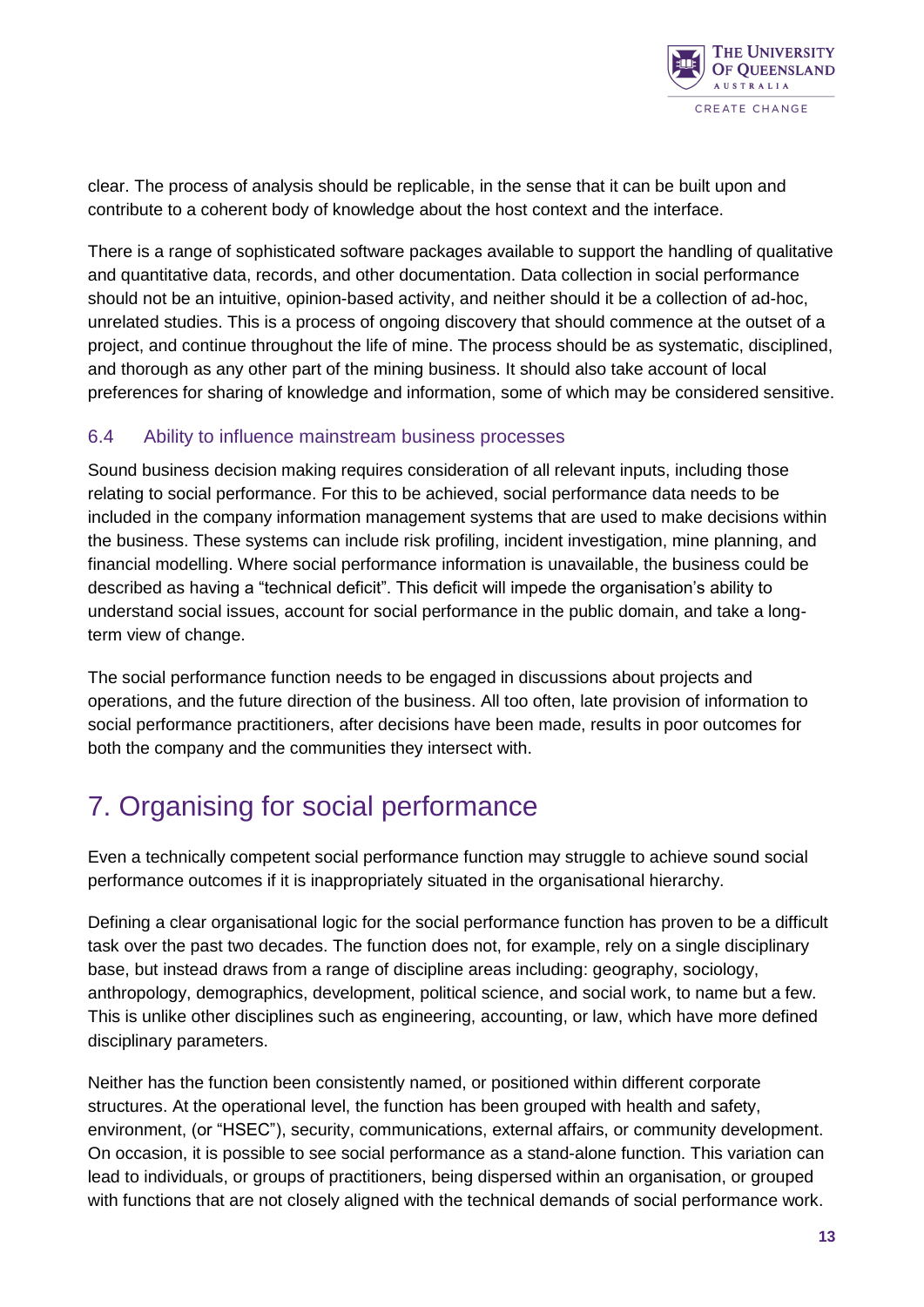clear. The process of analysis should be replicable, in the sense that it can be built upon and contribute to a coherent body of knowledge about the host context and the interface.

There is a range of sophisticated software packages available to support the handling of qualitative and quantitative data, records, and other documentation. Data collection in social performance should not be an intuitive, opinion-based activity, and neither should it be a collection of ad-hoc, unrelated studies. This is a process of ongoing discovery that should commence at the outset of a project, and continue throughout the life of mine. The process should be as systematic, disciplined, and thorough as any other part of the mining business. It should also take account of local preferences for sharing of knowledge and information, some of which may be considered sensitive.

### 6.4 Ability to influence mainstream business processes

Sound business decision making requires consideration of all relevant inputs, including those relating to social performance. For this to be achieved, social performance data needs to be included in the company information management systems that are used to make decisions within the business. These systems can include risk profiling, incident investigation, mine planning, and financial modelling. Where social performance information is unavailable, the business could be described as having a "technical deficit". This deficit will impede the organisation's ability to understand social issues, account for social performance in the public domain, and take a long-term view of change.

The social performance function needs to be engaged in discussions about projects and operations, and the future direction of the business. All too often, late provision of information to social performance practitioners, after decisions have been made, results in poor outcomes for both the company and the communities they intersect with.

## 7. Organising for social performance

Even a technically competent social performance function may struggle to achieve sound social performance outcomes if it is inappropriately situated in the organisational hierarchy.

Defining a clear organisational logic for the social performance function has proven to be a difficult task over the past two decades. The function does not, for example, rely on a single disciplinary base, but instead draws from a range of discipline areas including: geography, sociology, anthropology, demographics, development, political science, and social work, to name but a few. This is unlike other disciplines such as engineering, accounting, or law, which have more defined disciplinary parameters.

Neither has the function been consistently named, or positioned within different corporate structures. At the operational level, the function has been grouped with health and safety, environment, (or "HSEC"), security, communications, external affairs, or community development. On occasion, it is possible to see social performance as a stand-alone function. This variation can lead to individuals, or groups of practitioners, being dispersed within an organisation, or grouped with functions that are not closely aligned with the technical demands of social performance work.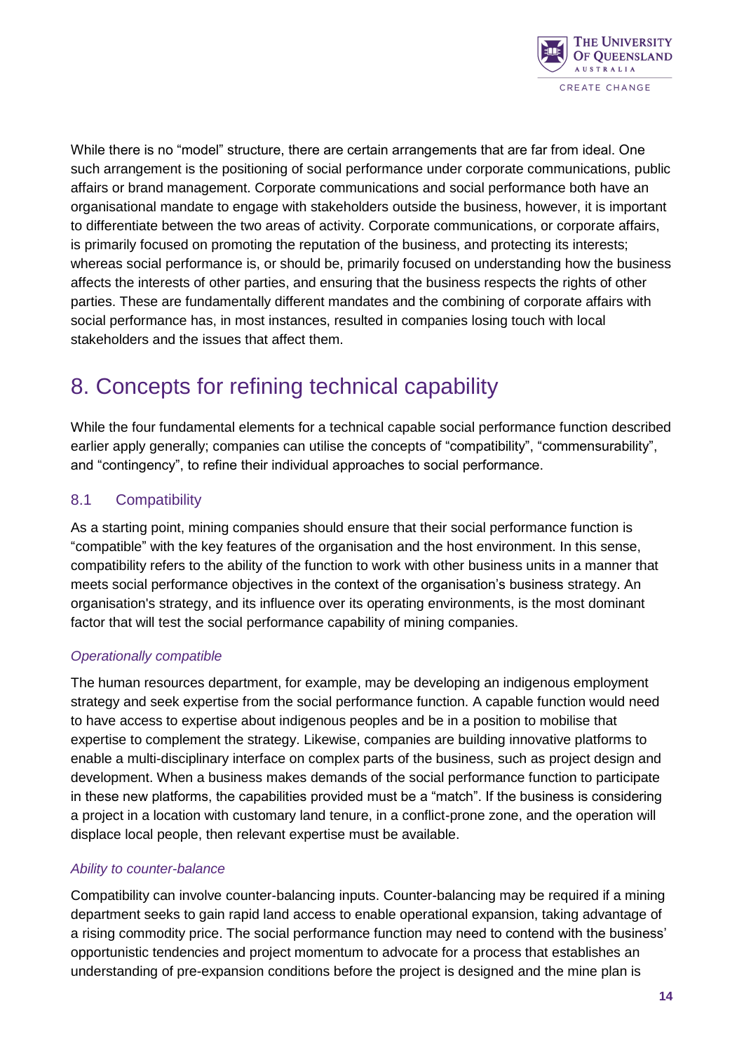While there is no "model" structure, there are certain arrangements that are far from ideal. One such arrangement is the positioning of social performance under corporate communications, public affairs or brand management. Corporate communications and social performance both have an organisational mandate to engage with stakeholders outside the business, however, it is important to differentiate between the two areas of activity. Corporate communications, or corporate affairs, is primarily focused on promoting the reputation of the business, and protecting its interests; whereas social performance is, or should be, primarily focused on understanding how the business affects the interests of other parties, and ensuring that the business respects the rights of other parties. These are fundamentally different mandates and the combining of corporate affairs with social performance has, in most instances, resulted in companies losing touch with local stakeholders and the issues that affect them.

# 8. Concepts for refining technical capability

While the four fundamental elements for a technical capable social performance function described earlier apply generally; companies can utilise the concepts of "compatibility", "commensurability", and "contingency", to refine their individual approaches to social performance.

## 8.1 Compatibility

As a starting point, mining companies should ensure that their social performance function is "compatible" with the key features of the organisation and the host environment. In this sense, compatibility refers to the ability of the function to work with other business units in a manner that meets social performance objectives in the context of the organisation's business strategy. An organisation's strategy, and its influence over its operating environments, is the most dominant factor that will test the social performance capability of mining companies.

*Operationally compatible*

The human resources department, for example, may be developing an indigenous employment strategy and seek expertise from the social performance function. A capable function would need to have access to expertise about indigenous peoples and be in a position to mobilise that expertise to complement the strategy. Likewise, companies are building innovative platforms to enable a multi-disciplinary interface on complex parts of the business, such as project design and development. When a business makes demands of the social performance function to participate in these new platforms, the capabilities provided must be a "match". If the business is considering a project in a location with customary land tenure, in a conflict-prone zone, and the operation will displace local people, then relevant expertise must be available.

*Ability to counter-balance*

Compatibility can involve counter-balancing inputs. Counter-balancing may be required if a mining department seeks to gain rapid land access to enable operational expansion, taking advantage of a rising commodity price. The social performance function may need to contend with the business' opportunistic tendencies and project momentum to advocate for a process that establishes an understanding of pre-expansion conditions before the project is designed and the mine plan is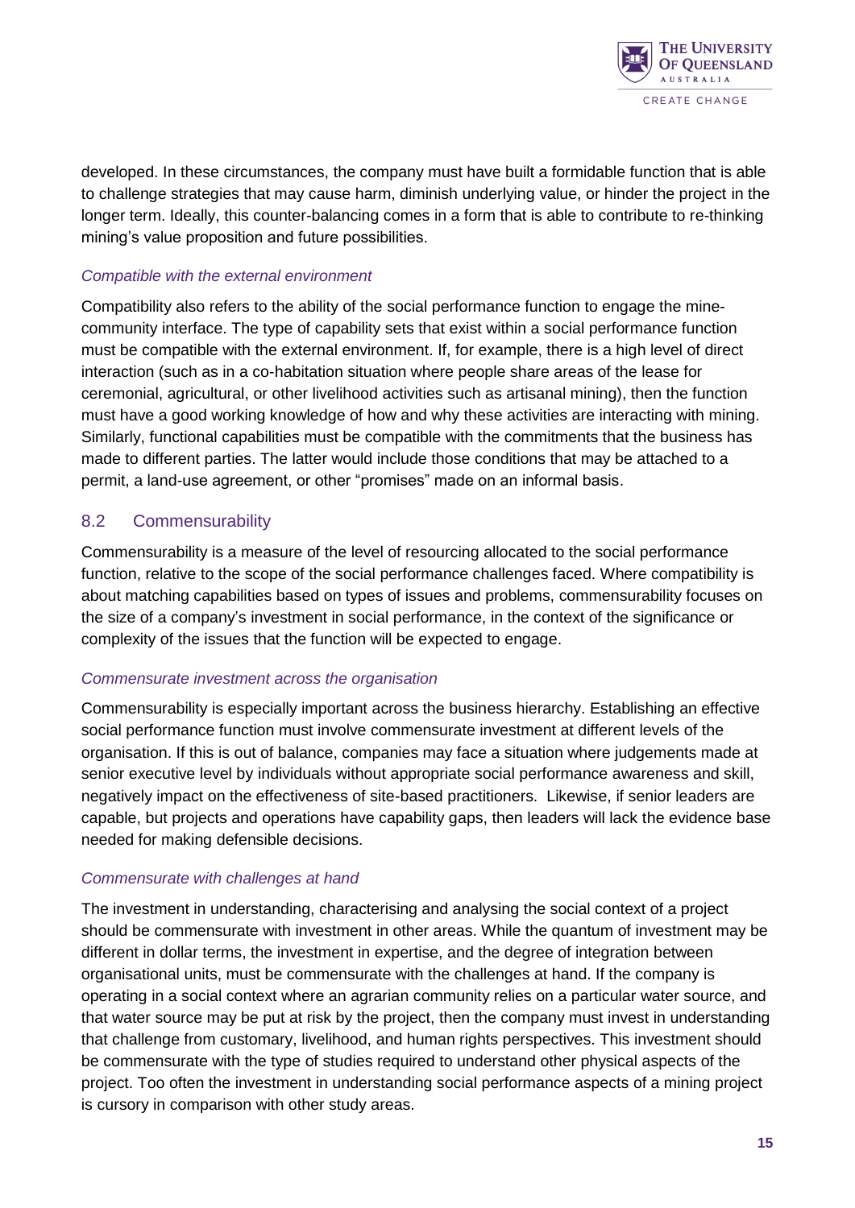developed. In these circumstances, the company must have built a formidable function that is able to challenge strategies that may cause harm, diminish underlying value, or hinder the project in the longer term. Ideally, this counter-balancing comes in a form that is able to contribute to re-thinking mining's value proposition and future possibilities.

*Compatible with the external environment*

Compatibility also refers to the ability of the social performance function to engage the mine-community interface. The type of capability sets that exist within a social performance function must be compatible with the external environment. If, for example, there is a high level of direct interaction (such as in a co-habitation situation where people share areas of the lease for ceremonial, agricultural, or other livelihood activities such as artisanal mining), then the function must have a good working knowledge of how and why these activities are interacting with mining. Similarly, functional capabilities must be compatible with the commitments that the business has made to different parties. The latter would include those conditions that may be attached to a permit, a land-use agreement, or other "promises" made on an informal basis.

## 8.2 Commensurability

Commensurability is a measure of the level of resourcing allocated to the social performance function, relative to the scope of the social performance challenges faced. Where compatibility is about matching capabilities based on types of issues and problems, commensurability focuses on the size of a company's investment in social performance, in the context of the significance or complexity of the issues that the function will be expected to engage.

*Commensurate investment across the organisation*

Commensurability is especially important across the business hierarchy. Establishing an effective social performance function must involve commensurate investment at different levels of the organisation. If this is out of balance, companies may face a situation where judgements made at senior executive level by individuals without appropriate social performance awareness and skill, negatively impact on the effectiveness of site-based practitioners. Likewise, if senior leaders are capable, but projects and operations have capability gaps, then leaders will lack the evidence base needed for making defensible decisions.

*Commensurate with challenges at hand*

The investment in understanding, characterising and analysing the social context of a project should be commensurate with investment in other areas. While the quantum of investment may be different in dollar terms, the investment in expertise, and the degree of integration between organisational units, must be commensurate with the challenges at hand. If the company is operating in a social context where an agrarian community relies on a particular water source, and that water source may be put at risk by the project, then the company must invest in understanding that challenge from customary, livelihood, and human rights perspectives. This investment should be commensurate with the type of studies required to understand other physical aspects of the project. Too often the investment in understanding social performance aspects of a mining project is cursory in comparison with other study areas.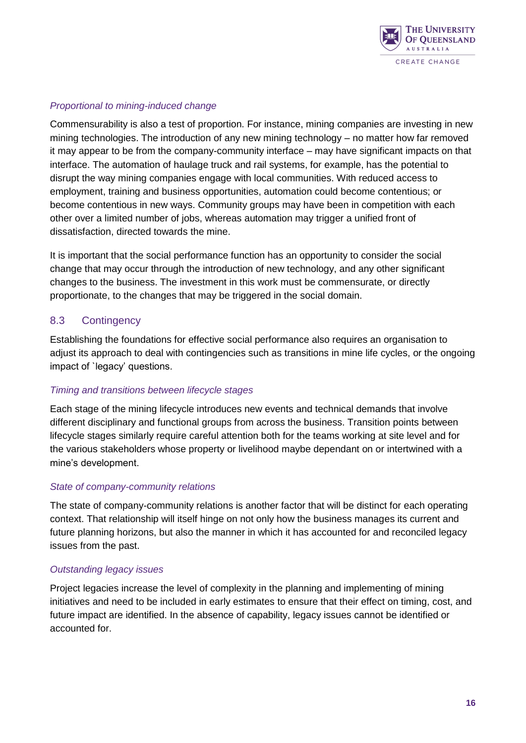*Proportional to mining-induced change*

Commensurability is also a test of proportion. For instance, mining companies are investing in new mining technologies. The introduction of any new mining technology – no matter how far removed it may appear to be from the company-community interface – may have significant impacts on that interface. The automation of haulage truck and rail systems, for example, has the potential to disrupt the way mining companies engage with local communities. With reduced access to employment, training and business opportunities, automation could become contentious; or become contentious in new ways. Community groups may have been in competition with each other over a limited number of jobs, whereas automation may trigger a unified front of dissatisfaction, directed towards the mine.

It is important that the social performance function has an opportunity to consider the social change that may occur through the introduction of new technology, and any other significant changes to the business. The investment in this work must be commensurate, or directly proportionate, to the changes that may be triggered in the social domain.

## 8.3 Contingency

Establishing the foundations for effective social performance also requires an organisation to adjust its approach to deal with contingencies such as transitions in mine life cycles, or the ongoing impact of `legacy' questions.

*Timing and transitions between lifecycle stages*

Each stage of the mining lifecycle introduces new events and technical demands that involve different disciplinary and functional groups from across the business. Transition points between lifecycle stages similarly require careful attention both for the teams working at site level and for the various stakeholders whose property or livelihood maybe dependant on or intertwined with a mine's development.

*State of company-community relations*

The state of company-community relations is another factor that will be distinct for each operating context. That relationship will itself hinge on not only how the business manages its current and future planning horizons, but also the manner in which it has accounted for and reconciled legacy issues from the past.

*Outstanding legacy issues*

Project legacies increase the level of complexity in the planning and implementing of mining initiatives and need to be included in early estimates to ensure that their effect on timing, cost, and future impact are identified. In the absence of capability, legacy issues cannot be identified or accounted for.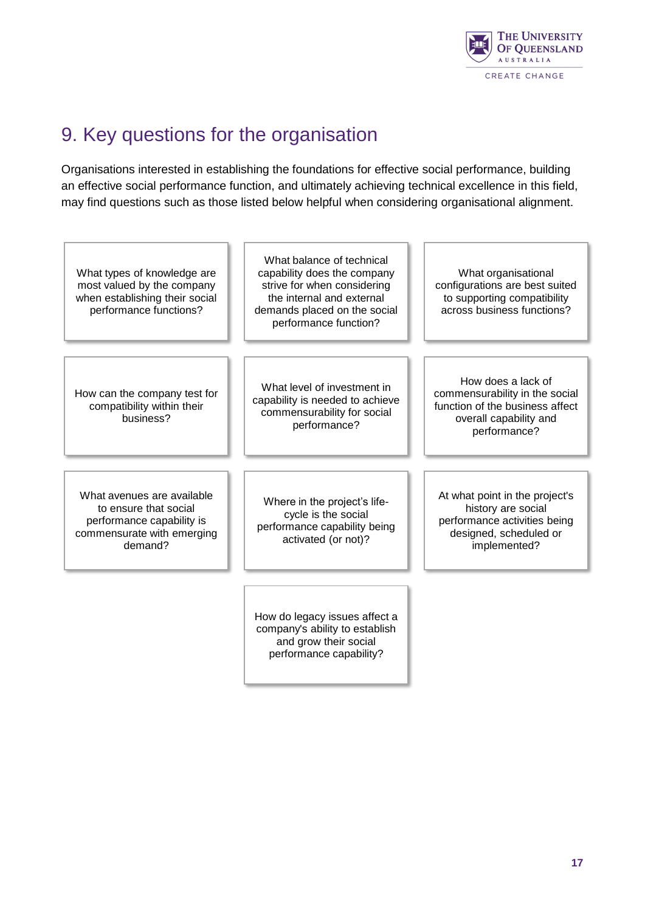# 9. Key questions for the organisation

Organisations interested in establishing the foundations for effective social performance, building an effective social performance function, and ultimately achieving technical excellence in this field, may find questions such as those listed below helpful when considering organisational alignment.

- What types of knowledge are most valued by the company when establishing their social performance functions?
- What balance of technical capability does the company strive for when considering the internal and external demands placed on the social performance function?
- What organisational configurations are best suited to supporting compatibility across business functions?
- How can the company test for compatibility within their business?
- What level of investment in capability is needed to achieve commensurability for social performance?
- How does a lack of commensurability in the social function of the business affect overall capability and performance?
- What avenues are available to ensure that social performance capability is commensurate with emerging demand?
- Where in the project's life-cycle is the social performance capability being activated (or not)?
- At what point in the project's history are social performance activities being designed, scheduled or implemented?
- How do legacy issues affect a company's ability to establish and grow their social performance capability?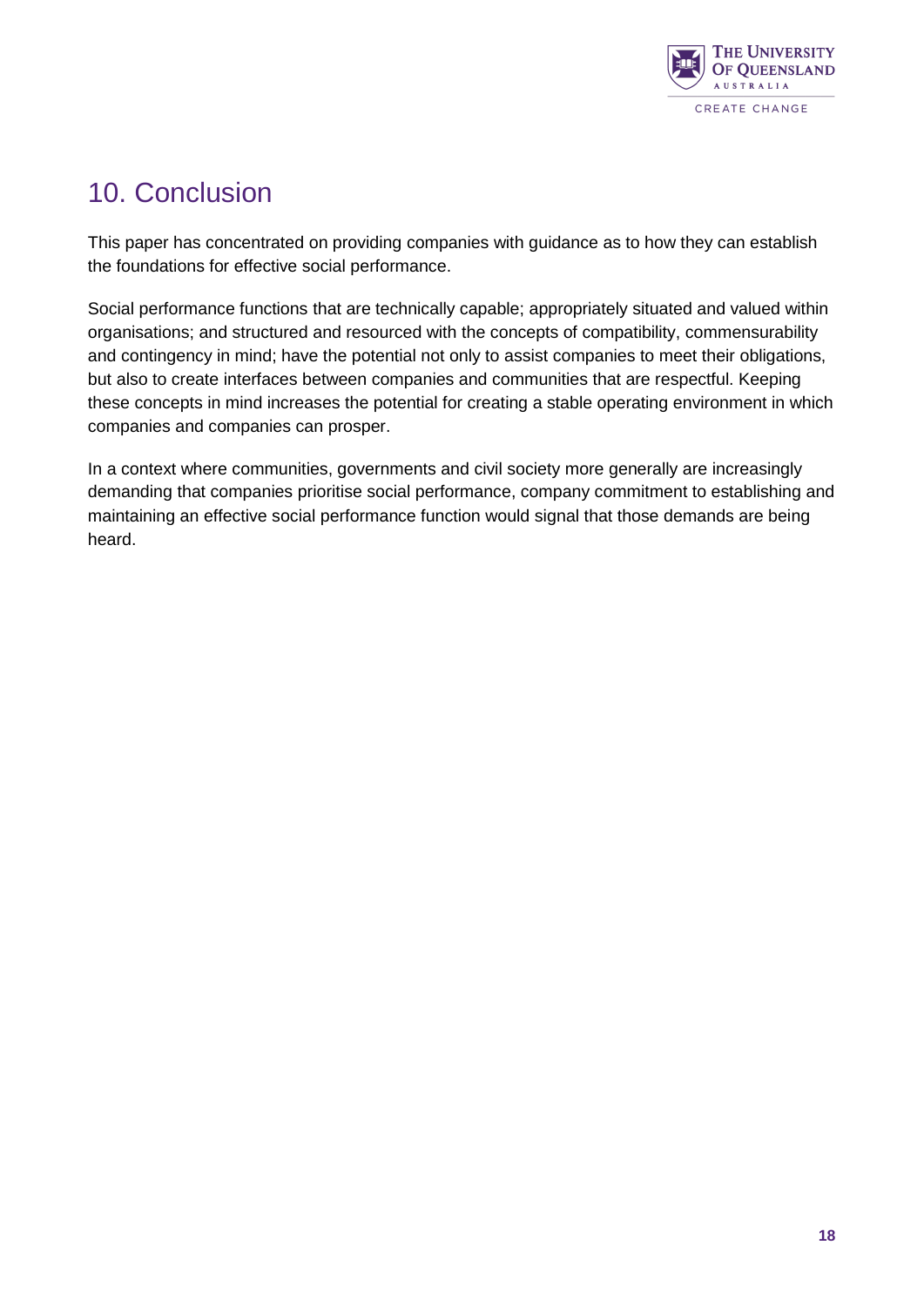# 10. Conclusion

This paper has concentrated on providing companies with guidance as to how they can establish the foundations for effective social performance.

Social performance functions that are technically capable; appropriately situated and valued within organisations; and structured and resourced with the concepts of compatibility, commensurability and contingency in mind; have the potential not only to assist companies to meet their obligations, but also to create interfaces between companies and communities that are respectful. Keeping these concepts in mind increases the potential for creating a stable operating environment in which companies and companies can prosper.

In a context where communities, governments and civil society more generally are increasingly demanding that companies prioritise social performance, company commitment to establishing and maintaining an effective social performance function would signal that those demands are being heard.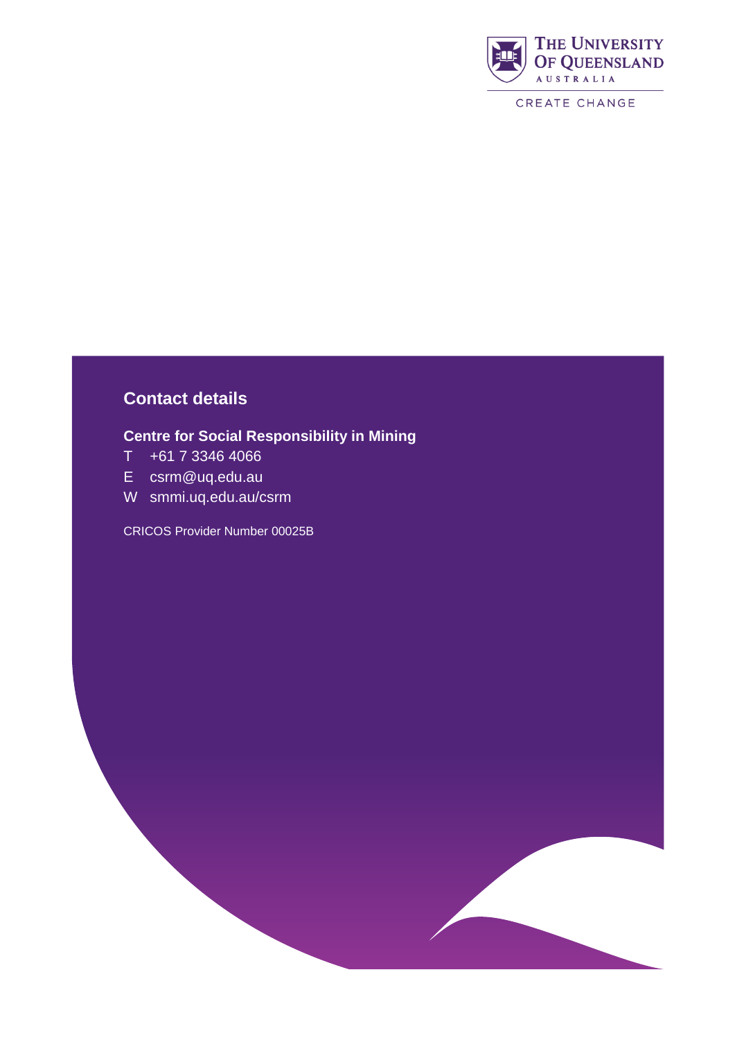The University of Queensland
Australia

CREATE CHANGE

## Contact details

### Centre for Social Responsibility in Mining

T +61 7 3346 4066

E csrm@uq.edu.au

W smmi.uq.edu.au/csrm

CRICOS Provider Number 00025B